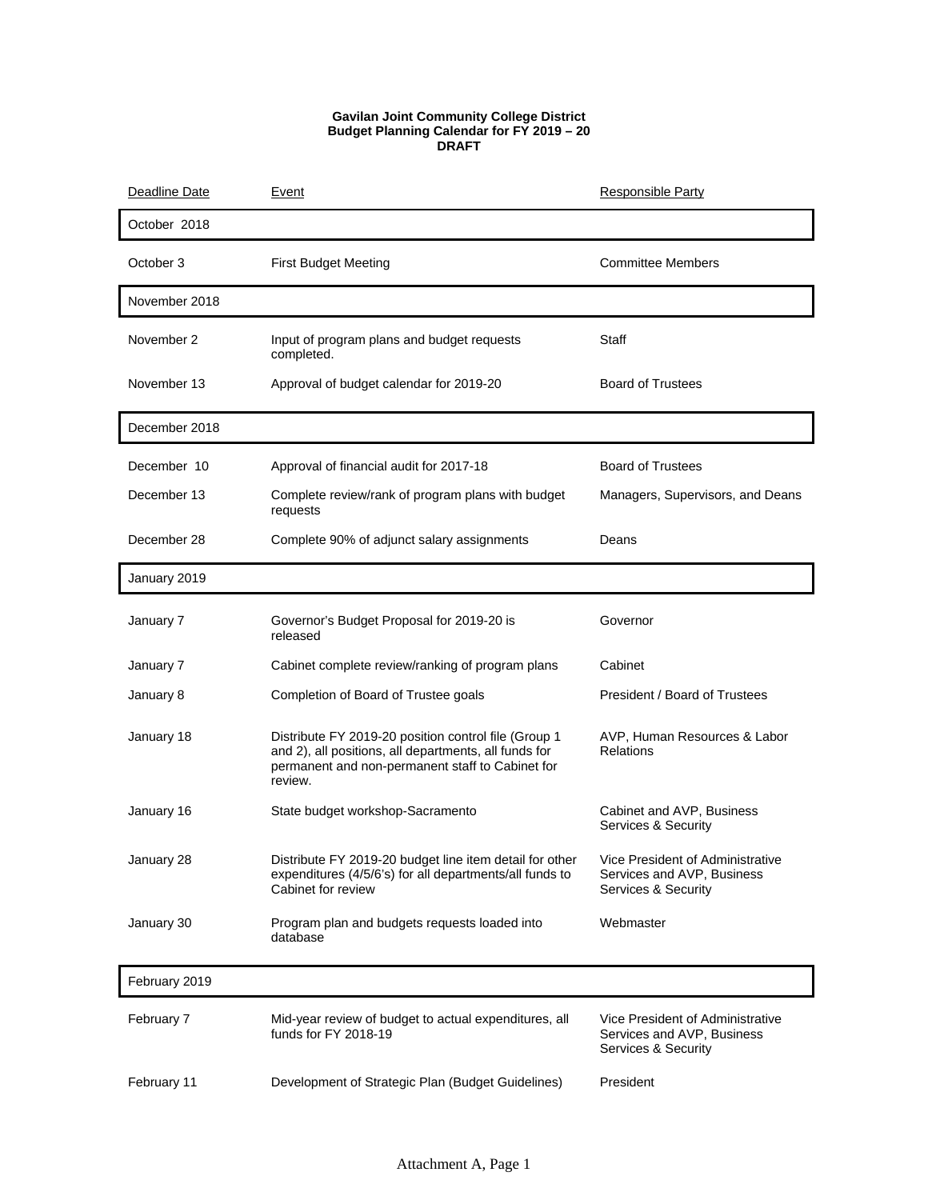**Gavilan Joint Community College District**
**Budget Planning Calendar for FY 2019 – 20**
**DRAFT**

| Deadline Date | Event | Responsible Party |
|---|---|---|
| **October 2018** | | |
| October 3 | First Budget Meeting | Committee Members |
| **November 2018** | | |
| November 2 | Input of program plans and budget requests completed. | Staff |
| November 13 | Approval of budget calendar for 2019-20 | Board of Trustees |
| **December 2018** | | |
| December 10 | Approval of financial audit for 2017-18 | Board of Trustees |
| December 13 | Complete review/rank of program plans with budget requests | Managers, Supervisors, and Deans |
| December 28 | Complete 90% of adjunct salary assignments | Deans |
| **January 2019** | | |
| January 7 | Governor's Budget Proposal for 2019-20 is released | Governor |
| January 7 | Cabinet complete review/ranking of program plans | Cabinet |
| January 8 | Completion of Board of Trustee goals | President / Board of Trustees |
| January 18 | Distribute FY 2019-20 position control file (Group 1 and 2), all positions, all departments, all funds for permanent and non-permanent staff to Cabinet for review. | AVP, Human Resources & Labor Relations |
| January 16 | State budget workshop-Sacramento | Cabinet and AVP, Business Services & Security |
| January 28 | Distribute FY 2019-20 budget line item detail for other expenditures (4/5/6's) for all departments/all funds to Cabinet for review | Vice President of Administrative Services and AVP, Business Services & Security |
| January 30 | Program plan and budgets requests loaded into database | Webmaster |
| **February 2019** | | |
| February 7 | Mid-year review of budget to actual expenditures, all funds for FY 2018-19 | Vice President of Administrative Services and AVP, Business Services & Security |
| February 11 | Development of Strategic Plan (Budget Guidelines) | President |

Attachment A, Page 1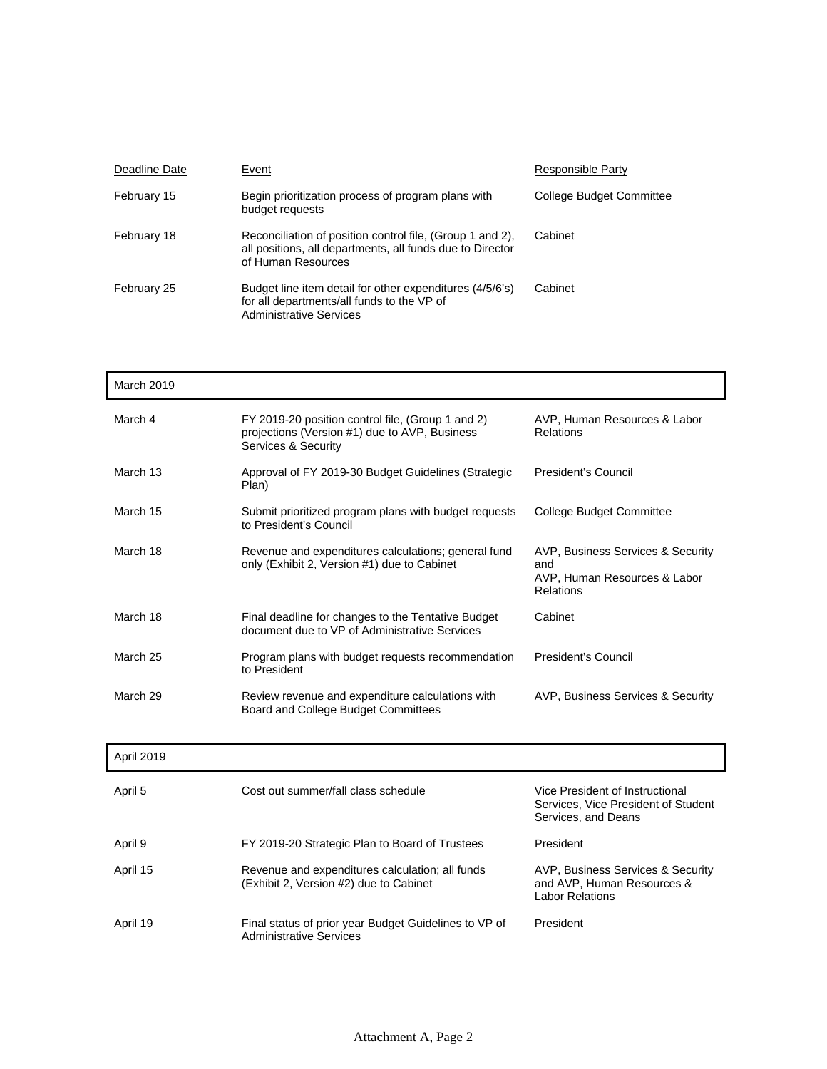| Deadline Date | Event | Responsible Party |
|---|---|---|
| February 15 | Begin prioritization process of program plans with budget requests | College Budget Committee |
| February 18 | Reconciliation of position control file, (Group 1 and 2), all positions, all departments, all funds due to Director of Human Resources | Cabinet |
| February 25 | Budget line item detail for other expenditures (4/5/6's) for all departments/all funds to the VP of Administrative Services | Cabinet |
| **March 2019** | | |
| March 4 | FY 2019-20 position control file, (Group 1 and 2) projections (Version #1) due to AVP, Business Services & Security | AVP, Human Resources & Labor Relations |
| March 13 | Approval of FY 2019-30 Budget Guidelines (Strategic Plan) | President's Council |
| March 15 | Submit prioritized program plans with budget requests to President's Council | College Budget Committee |
| March 18 | Revenue and expenditures calculations; general fund only (Exhibit 2, Version #1) due to Cabinet | AVP, Business Services & Security and AVP, Human Resources & Labor Relations |
| March 18 | Final deadline for changes to the Tentative Budget document due to VP of Administrative Services | Cabinet |
| March 25 | Program plans with budget requests recommendation to President | President's Council |
| March 29 | Review revenue and expenditure calculations with Board and College Budget Committees | AVP, Business Services & Security |
| **April 2019** | | |
| April 5 | Cost out summer/fall class schedule | Vice President of Instructional Services, Vice President of Student Services, and Deans |
| April 9 | FY 2019-20 Strategic Plan to Board of Trustees | President |
| April 15 | Revenue and expenditures calculation; all funds (Exhibit 2, Version #2) due to Cabinet | AVP, Business Services & Security and AVP, Human Resources & Labor Relations |
| April 19 | Final status of prior year Budget Guidelines to VP of Administrative Services | President |

Attachment A, Page 2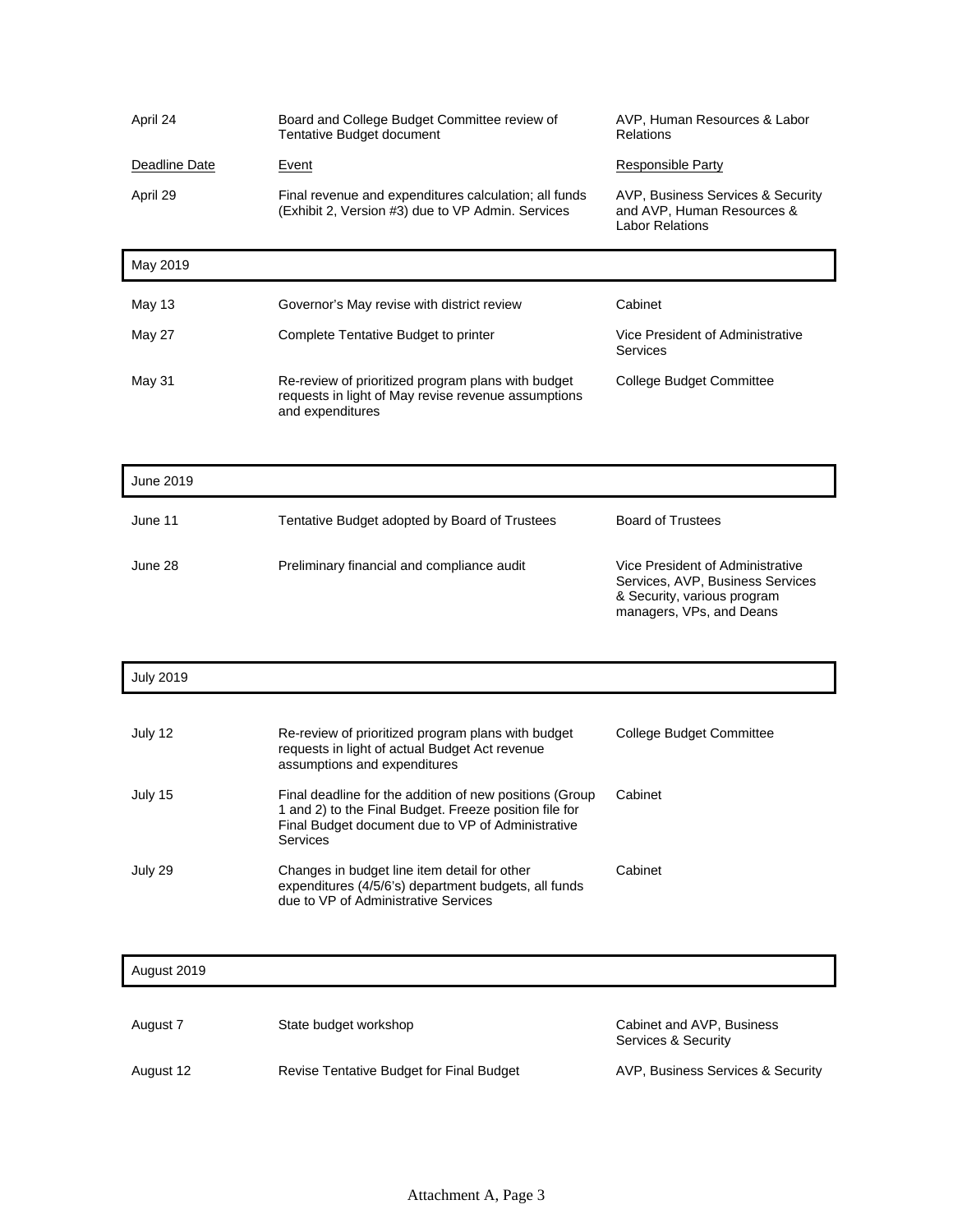| Deadline Date | Event | Responsible Party |
|---|---|---|
| April 24 | Board and College Budget Committee review of Tentative Budget document | AVP, Human Resources & Labor Relations |
| April 29 | Final revenue and expenditures calculation; all funds (Exhibit 2, Version #3) due to VP Admin. Services | AVP, Business Services & Security and AVP, Human Resources & Labor Relations |
| **May 2019** | | |
| May 13 | Governor's May revise with district review | Cabinet |
| May 27 | Complete Tentative Budget to printer | Vice President of Administrative Services |
| May 31 | Re-review of prioritized program plans with budget requests in light of May revise revenue assumptions and expenditures | College Budget Committee |
| **June 2019** | | |
| June 11 | Tentative Budget adopted by Board of Trustees | Board of Trustees |
| June 28 | Preliminary financial and compliance audit | Vice President of Administrative Services, AVP, Business Services & Security, various program managers, VPs, and Deans |
| **July 2019** | | |
| July 12 | Re-review of prioritized program plans with budget requests in light of actual Budget Act revenue assumptions and expenditures | College Budget Committee |
| July 15 | Final deadline for the addition of new positions (Group 1 and 2) to the Final Budget. Freeze position file for Final Budget document due to VP of Administrative Services | Cabinet |
| July 29 | Changes in budget line item detail for other expenditures (4/5/6's) department budgets, all funds due to VP of Administrative Services | Cabinet |
| **August 2019** | | |
| August 7 | State budget workshop | Cabinet and AVP, Business Services & Security |
| August 12 | Revise Tentative Budget for Final Budget | AVP, Business Services & Security |

Attachment A, Page 3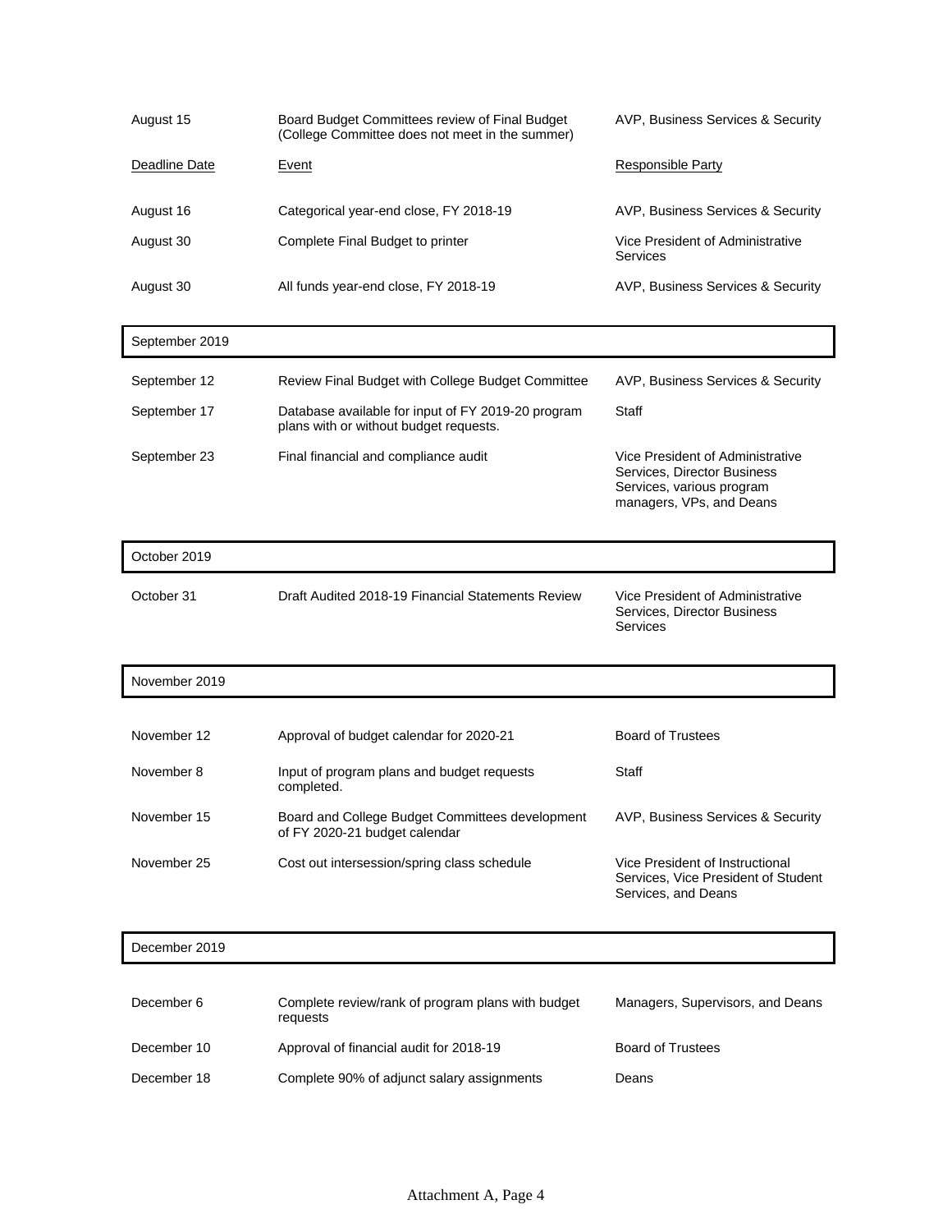| | | |
|---|---|---|
| August 15 | Board Budget Committees review of Final Budget (College Committee does not meet in the summer) | AVP, Business Services & Security |

| Deadline Date | Event | Responsible Party |
|---|---|---|
| August 16 | Categorical year-end close, FY 2018-19 | AVP, Business Services & Security |
| August 30 | Complete Final Budget to printer | Vice President of Administrative Services |
| August 30 | All funds year-end close, FY 2018-19 | AVP, Business Services & Security |
| **September 2019** | | |
| September 12 | Review Final Budget with College Budget Committee | AVP, Business Services & Security |
| September 17 | Database available for input of FY 2019-20 program plans with or without budget requests. | Staff |
| September 23 | Final financial and compliance audit | Vice President of Administrative Services, Director Business Services, various program managers, VPs, and Deans |
| **October 2019** | | |
| October 31 | Draft Audited 2018-19 Financial Statements Review | Vice President of Administrative Services, Director Business Services |
| **November 2019** | | |
| November 12 | Approval of budget calendar for 2020-21 | Board of Trustees |
| November 8 | Input of program plans and budget requests completed. | Staff |
| November 15 | Board and College Budget Committees development of FY 2020-21 budget calendar | AVP, Business Services & Security |
| November 25 | Cost out intersession/spring class schedule | Vice President of Instructional Services, Vice President of Student Services, and Deans |
| **December 2019** | | |
| December 6 | Complete review/rank of program plans with budget requests | Managers, Supervisors, and Deans |
| December 10 | Approval of financial audit for 2018-19 | Board of Trustees |
| December 18 | Complete 90% of adjunct salary assignments | Deans |

Attachment A, Page 4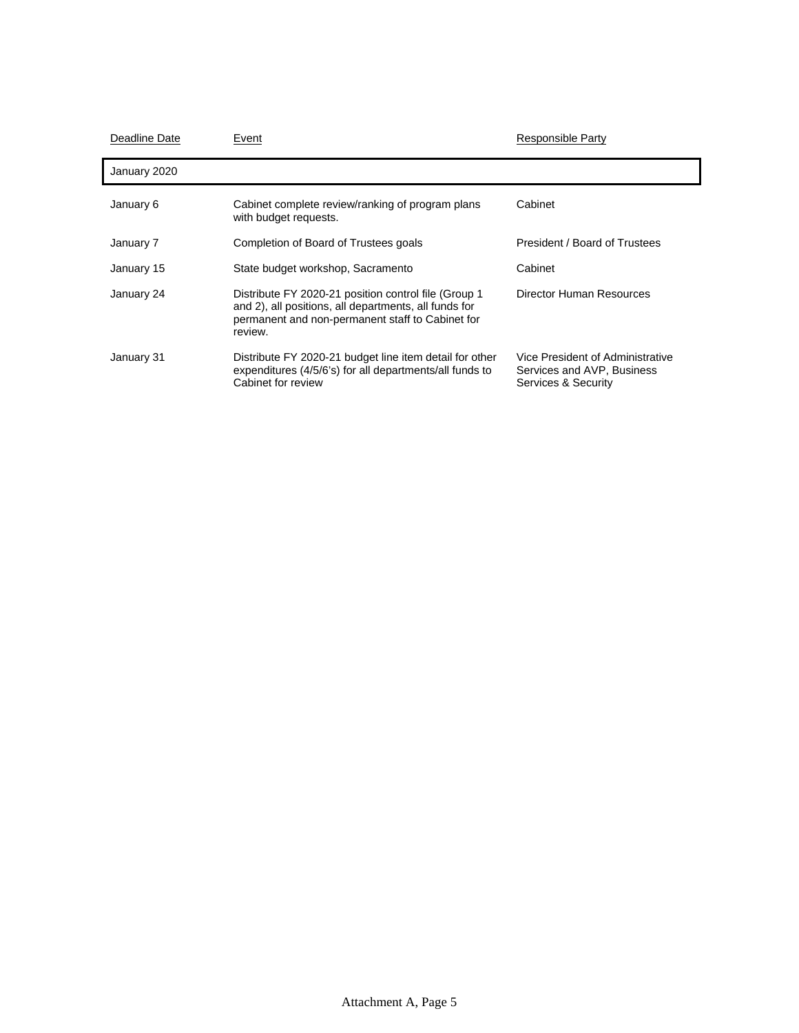| Deadline Date | Event | Responsible Party |
|---|---|---|
| **January 2020** | | |
| January 6 | Cabinet complete review/ranking of program plans with budget requests. | Cabinet |
| January 7 | Completion of Board of Trustees goals | President / Board of Trustees |
| January 15 | State budget workshop, Sacramento | Cabinet |
| January 24 | Distribute FY 2020-21 position control file (Group 1 and 2), all positions, all departments, all funds for permanent and non-permanent staff to Cabinet for review. | Director Human Resources |
| January 31 | Distribute FY 2020-21 budget line item detail for other expenditures (4/5/6's) for all departments/all funds to Cabinet for review | Vice President of Administrative Services and AVP, Business Services & Security |

Attachment A, Page 5